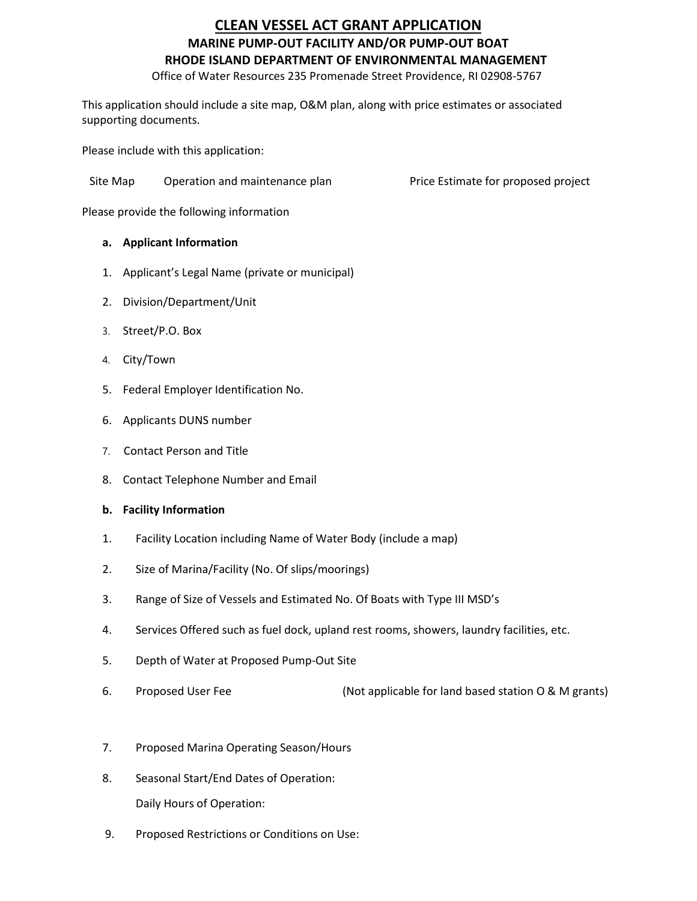# CLEAN VESSEL ACT GRANT APPLICATION

## MARINE PUMP-OUT FACILITY AND/OR PUMP-OUT BOAT

## RHODE ISLAND DEPARTMENT OF ENVIRONMENTAL MANAGEMENT

Office of Water Resources 235 Promenade Street Providence, RI 02908-5767

This application should include a site map, O&M plan, along with price estimates or associated supporting documents.

Please include with this application:

Site Map     Operation and maintenance plan     Price Estimate for proposed project

Please provide the following information

**a. Applicant Information**

1. Applicant's Legal Name (private or municipal)
2. Division/Department/Unit
3. Street/P.O. Box
4. City/Town
5. Federal Employer Identification No.
6. Applicants DUNS number
7. Contact Person and Title
8. Contact Telephone Number and Email

**b. Facility Information**

1. Facility Location including Name of Water Body (include a map)
2. Size of Marina/Facility (No. Of slips/moorings)
3. Range of Size of Vessels and Estimated No. Of Boats with Type III MSD's
4. Services Offered such as fuel dock, upland rest rooms, showers, laundry facilities, etc.
5. Depth of Water at Proposed Pump-Out Site
6. Proposed User Fee     (Not applicable for land based station O & M grants)
7. Proposed Marina Operating Season/Hours
8. Seasonal Start/End Dates of Operation:

   Daily Hours of Operation:
9. Proposed Restrictions or Conditions on Use: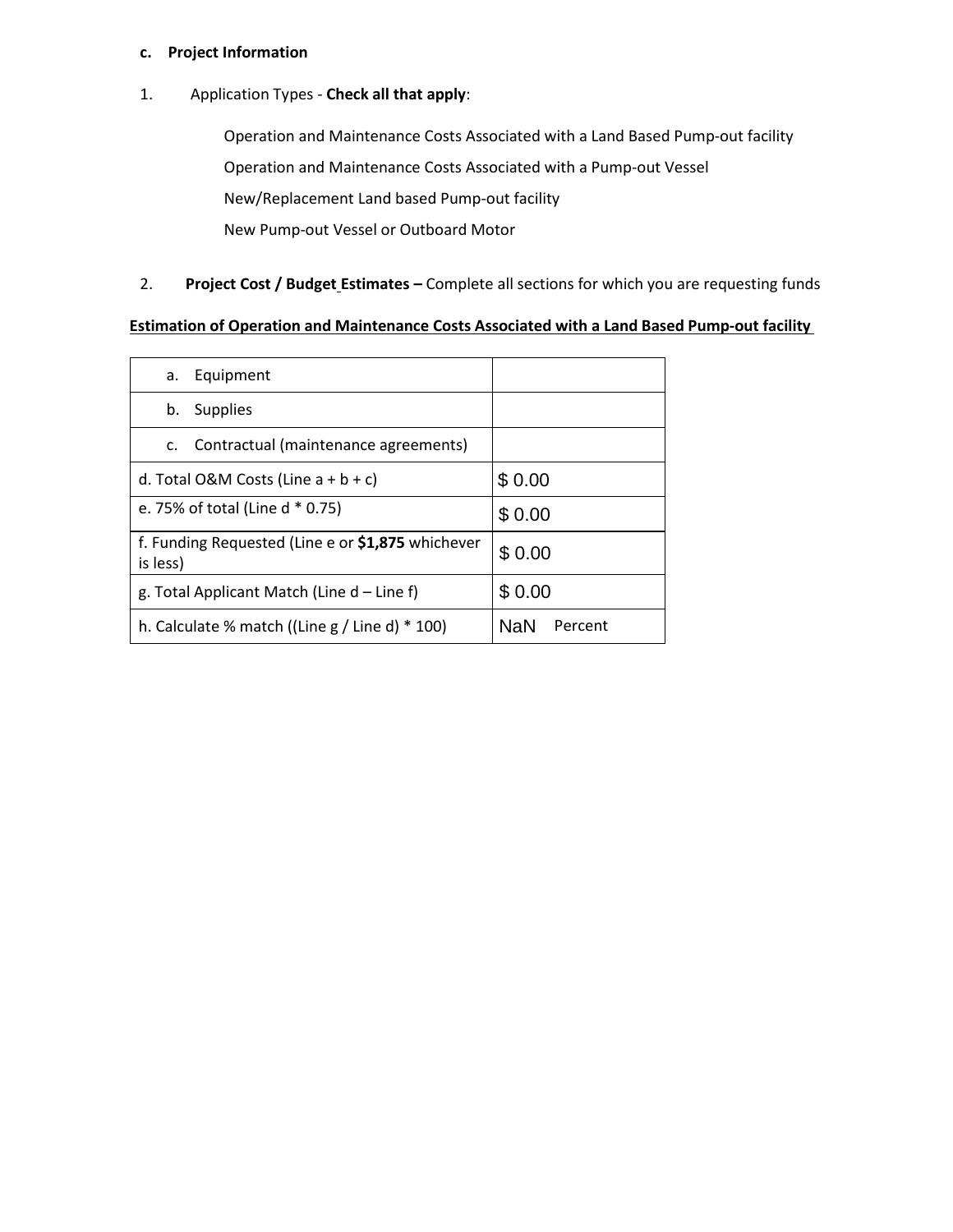**c. Project Information**

1. Application Types - **Check all that apply**:

   Operation and Maintenance Costs Associated with a Land Based Pump-out facility

   Operation and Maintenance Costs Associated with a Pump-out Vessel

   New/Replacement Land based Pump-out facility

   New Pump-out Vessel or Outboard Motor

2. **Project Cost / Budget Estimates –** Complete all sections for which you are requesting funds

**Estimation of Operation and Maintenance Costs Associated with a Land Based Pump-out facility**

| | |
|---|---|
| a. Equipment | |
| b. Supplies | |
| c. Contractual (maintenance agreements) | |
| d. Total O&M Costs (Line a + b + c) | $ 0.00 |
| e. 75% of total (Line d * 0.75) | $ 0.00 |
| f. Funding Requested (Line e or **$1,875** whichever is less) | $ 0.00 |
| g. Total Applicant Match (Line d – Line f) | $ 0.00 |
| h. Calculate % match ((Line g / Line d) * 100) | NaN Percent |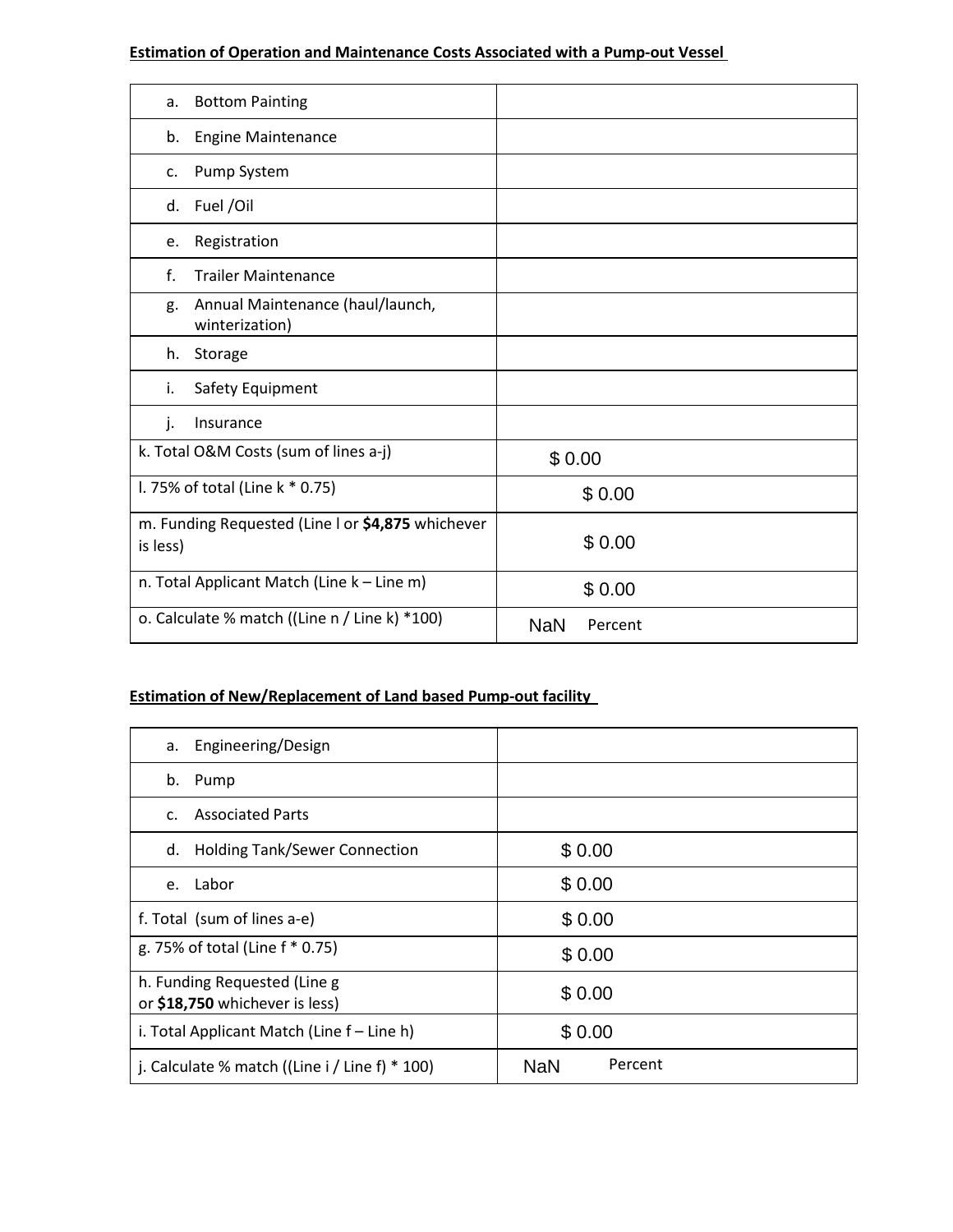**Estimation of Operation and Maintenance Costs Associated with a Pump-out Vessel**

| | |
|---|---|
| a. Bottom Painting | |
| b. Engine Maintenance | |
| c. Pump System | |
| d. Fuel /Oil | |
| e. Registration | |
| f. Trailer Maintenance | |
| g. Annual Maintenance (haul/launch, winterization) | |
| h. Storage | |
| i. Safety Equipment | |
| j. Insurance | |
| k. Total O&M Costs (sum of lines a-j) | $ 0.00 |
| l. 75% of total (Line k * 0.75) | $ 0.00 |
| m. Funding Requested (Line l or **$4,875** whichever is less) | $ 0.00 |
| n. Total Applicant Match (Line k – Line m) | $ 0.00 |
| o. Calculate % match ((Line n / Line k) *100) | NaN Percent |

**Estimation of New/Replacement of Land based Pump-out facility**

| | |
|---|---|
| a. Engineering/Design | |
| b. Pump | |
| c. Associated Parts | |
| d. Holding Tank/Sewer Connection | $ 0.00 |
| e. Labor | $ 0.00 |
| f. Total (sum of lines a-e) | $ 0.00 |
| g. 75% of total (Line f * 0.75) | $ 0.00 |
| h. Funding Requested (Line g or **$18,750** whichever is less) | $ 0.00 |
| i. Total Applicant Match (Line f – Line h) | $ 0.00 |
| j. Calculate % match ((Line i / Line f) * 100) | NaN Percent |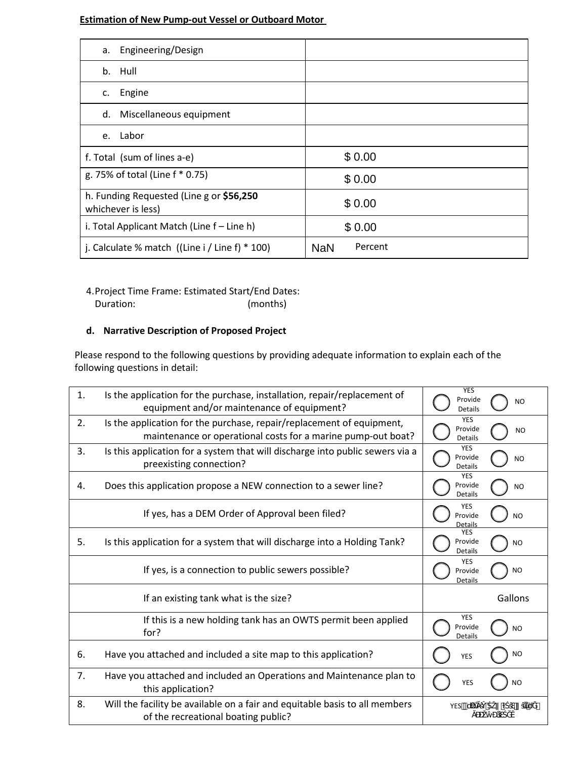**Estimation of New Pump-out Vessel or Outboard Motor**

| | |
|---|---|
| a. Engineering/Design | |
| b. Hull | |
| c. Engine | |
| d. Miscellaneous equipment | |
| e. Labor | |
| f. Total (sum of lines a-e) | $ 0.00 |
| g. 75% of total (Line f * 0.75) | $ 0.00 |
| h. Funding Requested (Line g or **$56,250** whichever is less) | $ 0.00 |
| i. Total Applicant Match (Line f – Line h) | $ 0.00 |
| j. Calculate % match ((Line i / Line f) * 100) | NaN Percent |

4. Project Time Frame: Estimated Start/End Dates:
   Duration: (months)

**d. Narrative Description of Proposed Project**

Please respond to the following questions by providing adequate information to explain each of the following questions in detail:

| | | |
|---|---|---|
| 1. | Is the application for the purchase, installation, repair/replacement of equipment and/or maintenance of equipment? | ◯ YES Provide Details ◯ NO |
| 2. | Is the application for the purchase, repair/replacement of equipment, maintenance or operational costs for a marine pump-out boat? | ◯ YES Provide Details ◯ NO |
| 3. | Is this application for a system that will discharge into public sewers via a preexisting connection? | ◯ YES Provide Details ◯ NO |
| 4. | Does this application propose a NEW connection to a sewer line? | ◯ YES Provide Details ◯ NO |
| | If yes, has a DEM Order of Approval been filed? | ◯ YES Provide Details ◯ NO |
| 5. | Is this application for a system that will discharge into a Holding Tank? | ◯ YES Provide Details ◯ NO |
| | If yes, is a connection to public sewers possible? | ◯ YES Provide Details ◯ NO |
| | If an existing tank what is the size? | Gallons |
| | If this is a new holding tank has an OWTS permit been applied for? | ◯ YES Provide Details ◯ NO |
| 6. | Have you attached and included a site map to this application? | ◯ YES ◯ NO |
| 7. | Have you attached and included an Operations and Maintenance plan to this application? | ◯ YES ◯ NO |
| 8. | Will the facility be available on a fair and equitable basis to all members of the recreational boating public? | YES |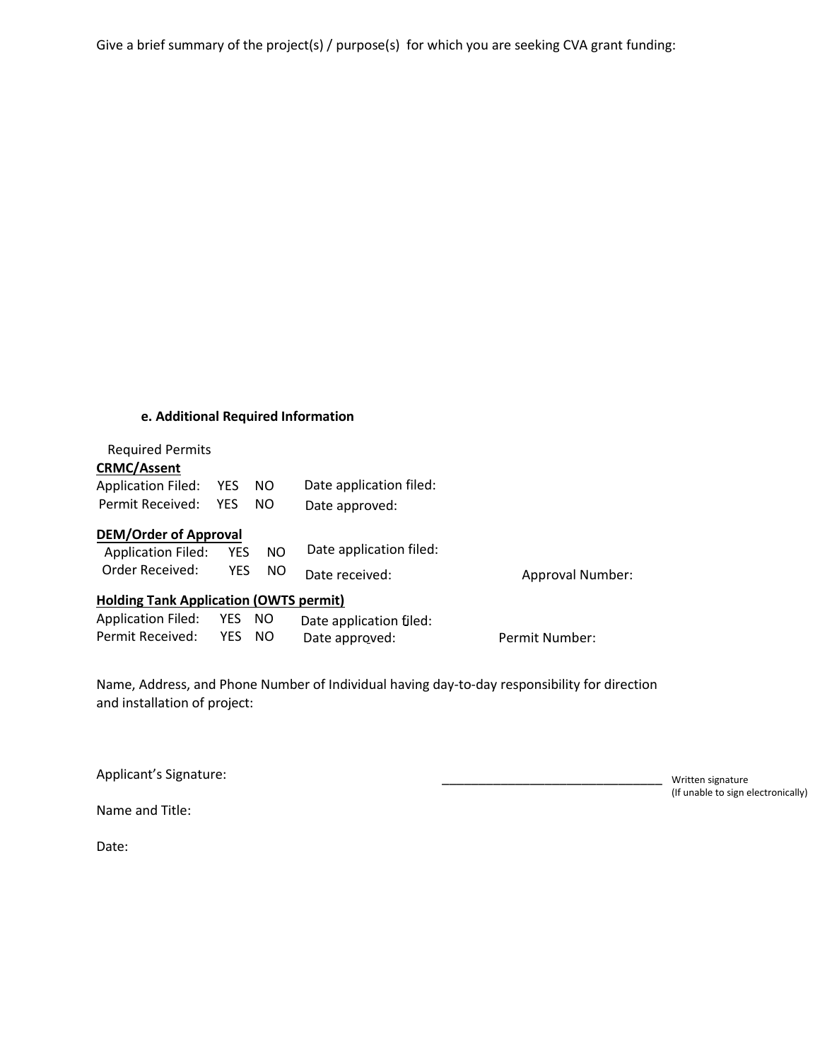Give a brief summary of the project(s) / purpose(s) for which you are seeking CVA grant funding:

#### e. Additional Required Information

Required Permits

**CRMC/Assent**

| | | | | |
|---|---|---|---|---|
| Application Filed: | YES | NO | Date application filed: | |
| Permit Received: | YES | NO | Date approved: | |

**DEM/Order of Approval**

| | | | | |
|---|---|---|---|---|
| Application Filed: | YES | NO | Date application filed: | |
| Order Received: | YES | NO | Date received: | Approval Number: |

**Holding Tank Application (OWTS permit)**

| | | | | |
|---|---|---|---|---|
| Application Filed: | YES | NO | Date application filed: | |
| Permit Received: | YES | NO | Date approved: | Permit Number: |

Name, Address, and Phone Number of Individual having day-to-day responsibility for direction and installation of project:

Applicant's Signature: ________________________________ Written signature (If unable to sign electronically)

Name and Title:

Date: